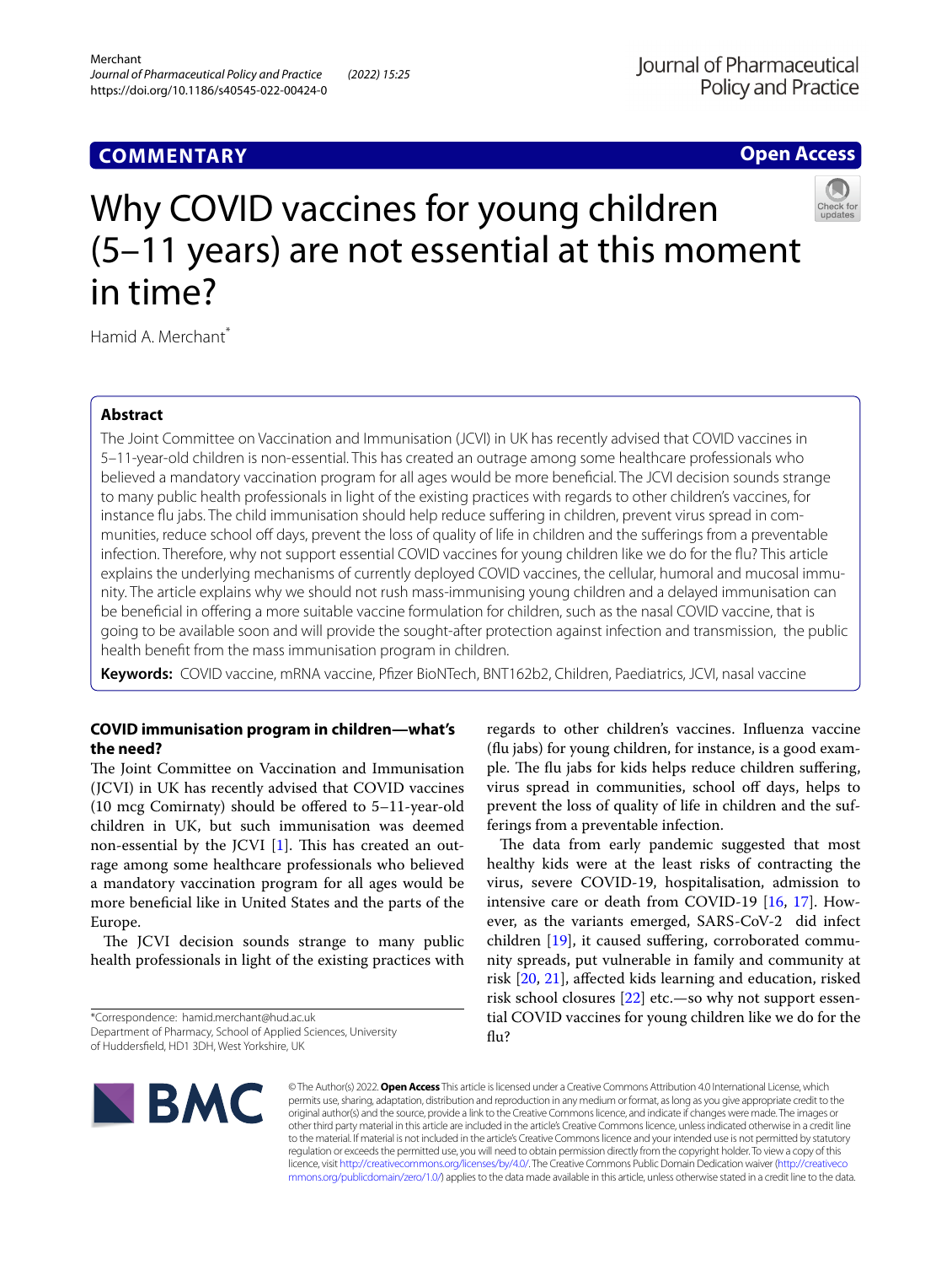COMMENTARY

Open Access

# Why COVID vaccines for young children (5–11 years) are not essential at this moment in time?

Hamid A. Merchant*

## Abstract

The Joint Committee on Vaccination and Immunisation (JCVI) in UK has recently advised that COVID vaccines in 5–11-year-old children is non-essential. This has created an outrage among some healthcare professionals who believed a mandatory vaccination program for all ages would be more beneficial. The JCVI decision sounds strange to many public health professionals in light of the existing practices with regards to other children's vaccines, for instance flu jabs. The child immunisation should help reduce suffering in children, prevent virus spread in communities, reduce school off days, prevent the loss of quality of life in children and the sufferings from a preventable infection. Therefore, why not support essential COVID vaccines for young children like we do for the flu? This article explains the underlying mechanisms of currently deployed COVID vaccines, the cellular, humoral and mucosal immunity. The article explains why we should not rush mass-immunising young children and a delayed immunisation can be beneficial in offering a more suitable vaccine formulation for children, such as the nasal COVID vaccine, that is going to be available soon and will provide the sought-after protection against infection and transmission, the public health benefit from the mass immunisation program in children.

**Keywords:** COVID vaccine, mRNA vaccine, Pfizer BioNTech, BNT162b2, Children, Paediatrics, JCVI, nasal vaccine

## COVID immunisation program in children—what's the need?

The Joint Committee on Vaccination and Immunisation (JCVI) in UK has recently advised that COVID vaccines (10 mcg Comirnaty) should be offered to 5–11-year-old children in UK, but such immunisation was deemed non-essential by the JCVI [1]. This has created an outrage among some healthcare professionals who believed a mandatory vaccination program for all ages would be more beneficial like in United States and the parts of the Europe.

The JCVI decision sounds strange to many public health professionals in light of the existing practices with regards to other children's vaccines. Influenza vaccine (flu jabs) for young children, for instance, is a good example. The flu jabs for kids helps reduce children suffering, virus spread in communities, school off days, helps to prevent the loss of quality of life in children and the sufferings from a preventable infection.

The data from early pandemic suggested that most healthy kids were at the least risks of contracting the virus, severe COVID-19, hospitalisation, admission to intensive care or death from COVID-19 [16, 17]. However, as the variants emerged, SARS-CoV-2 did infect children [19], it caused suffering, corroborated community spreads, put vulnerable in family and community at risk [20, 21], affected kids learning and education, risked risk school closures [22] etc.—so why not support essential COVID vaccines for young children like we do for the flu?

*Correspondence: hamid.merchant@hud.ac.uk
Department of Pharmacy, School of Applied Sciences, University of Huddersfield, HD1 3DH, West Yorkshire, UK

© The Author(s) 2022. **Open Access** This article is licensed under a Creative Commons Attribution 4.0 International License, which permits use, sharing, adaptation, distribution and reproduction in any medium or format, as long as you give appropriate credit to the original author(s) and the source, provide a link to the Creative Commons licence, and indicate if changes were made. The images or other third party material in this article are included in the article's Creative Commons licence, unless indicated otherwise in a credit line to the material. If material is not included in the article's Creative Commons licence and your intended use is not permitted by statutory regulation or exceeds the permitted use, you will need to obtain permission directly from the copyright holder. To view a copy of this licence, visit http://creativecommons.org/licenses/by/4.0/. The Creative Commons Public Domain Dedication waiver (http://creativecommons.org/publicdomain/zero/1.0/) applies to the data made available in this article, unless otherwise stated in a credit line to the data.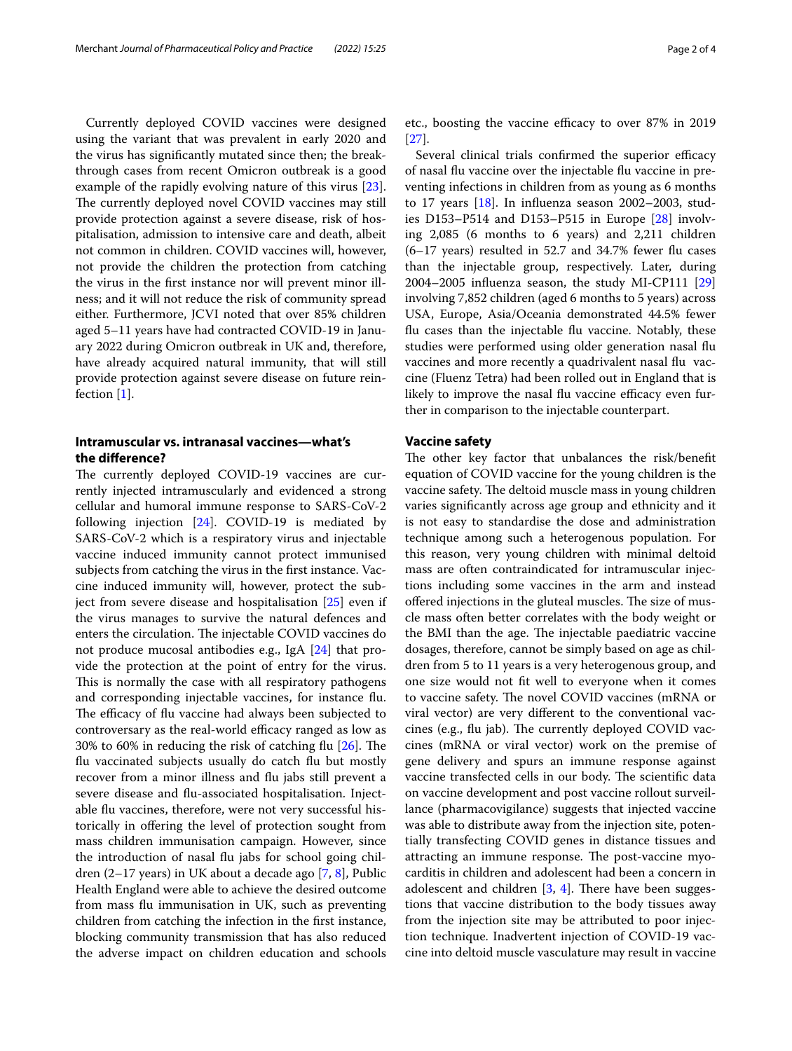Currently deployed COVID vaccines were designed using the variant that was prevalent in early 2020 and the virus has significantly mutated since then; the breakthrough cases from recent Omicron outbreak is a good example of the rapidly evolving nature of this virus [23]. The currently deployed novel COVID vaccines may still provide protection against a severe disease, risk of hospitalisation, admission to intensive care and death, albeit not common in children. COVID vaccines will, however, not provide the children the protection from catching the virus in the first instance nor will prevent minor illness; and it will not reduce the risk of community spread either. Furthermore, JCVI noted that over 85% children aged 5–11 years have had contracted COVID-19 in January 2022 during Omicron outbreak in UK and, therefore, have already acquired natural immunity, that will still provide protection against severe disease on future reinfection [1].

## Intramuscular vs. intranasal vaccines—what's the difference?

The currently deployed COVID-19 vaccines are currently injected intramuscularly and evidenced a strong cellular and humoral immune response to SARS-CoV-2 following injection [24]. COVID-19 is mediated by SARS-CoV-2 which is a respiratory virus and injectable vaccine induced immunity cannot protect immunised subjects from catching the virus in the first instance. Vaccine induced immunity will, however, protect the subject from severe disease and hospitalisation [25] even if the virus manages to survive the natural defences and enters the circulation. The injectable COVID vaccines do not produce mucosal antibodies e.g., IgA [24] that provide the protection at the point of entry for the virus. This is normally the case with all respiratory pathogens and corresponding injectable vaccines, for instance flu. The efficacy of flu vaccine had always been subjected to controversary as the real-world efficacy ranged as low as 30% to 60% in reducing the risk of catching flu [26]. The flu vaccinated subjects usually do catch flu but mostly recover from a minor illness and flu jabs still prevent a severe disease and flu-associated hospitalisation. Injectable flu vaccines, therefore, were not very successful historically in offering the level of protection sought from mass children immunisation campaign. However, since the introduction of nasal flu jabs for school going children (2–17 years) in UK about a decade ago [7, 8], Public Health England were able to achieve the desired outcome from mass flu immunisation in UK, such as preventing children from catching the infection in the first instance, blocking community transmission that has also reduced the adverse impact on children education and schools etc., boosting the vaccine efficacy to over 87% in 2019 [27].

Several clinical trials confirmed the superior efficacy of nasal flu vaccine over the injectable flu vaccine in preventing infections in children from as young as 6 months to 17 years [18]. In influenza season 2002–2003, studies D153–P514 and D153–P515 in Europe [28] involving 2,085 (6 months to 6 years) and 2,211 children (6–17 years) resulted in 52.7 and 34.7% fewer flu cases than the injectable group, respectively. Later, during 2004–2005 influenza season, the study MI-CP111 [29] involving 7,852 children (aged 6 months to 5 years) across USA, Europe, Asia/Oceania demonstrated 44.5% fewer flu cases than the injectable flu vaccine. Notably, these studies were performed using older generation nasal flu vaccines and more recently a quadrivalent nasal flu vaccine (Fluenz Tetra) had been rolled out in England that is likely to improve the nasal flu vaccine efficacy even further in comparison to the injectable counterpart.

## Vaccine safety

The other key factor that unbalances the risk/benefit equation of COVID vaccine for the young children is the vaccine safety. The deltoid muscle mass in young children varies significantly across age group and ethnicity and it is not easy to standardise the dose and administration technique among such a heterogenous population. For this reason, very young children with minimal deltoid mass are often contraindicated for intramuscular injections including some vaccines in the arm and instead offered injections in the gluteal muscles. The size of muscle mass often better correlates with the body weight or the BMI than the age. The injectable paediatric vaccine dosages, therefore, cannot be simply based on age as children from 5 to 11 years is a very heterogenous group, and one size would not fit well to everyone when it comes to vaccine safety. The novel COVID vaccines (mRNA or viral vector) are very different to the conventional vaccines (e.g., flu jab). The currently deployed COVID vaccines (mRNA or viral vector) work on the premise of gene delivery and spurs an immune response against vaccine transfected cells in our body. The scientific data on vaccine development and post vaccine rollout surveillance (pharmacovigilance) suggests that injected vaccine was able to distribute away from the injection site, potentially transfecting COVID genes in distance tissues and attracting an immune response. The post-vaccine myocarditis in children and adolescent had been a concern in adolescent and children [3, 4]. There have been suggestions that vaccine distribution to the body tissues away from the injection site may be attributed to poor injection technique. Inadvertent injection of COVID-19 vaccine into deltoid muscle vasculature may result in vaccine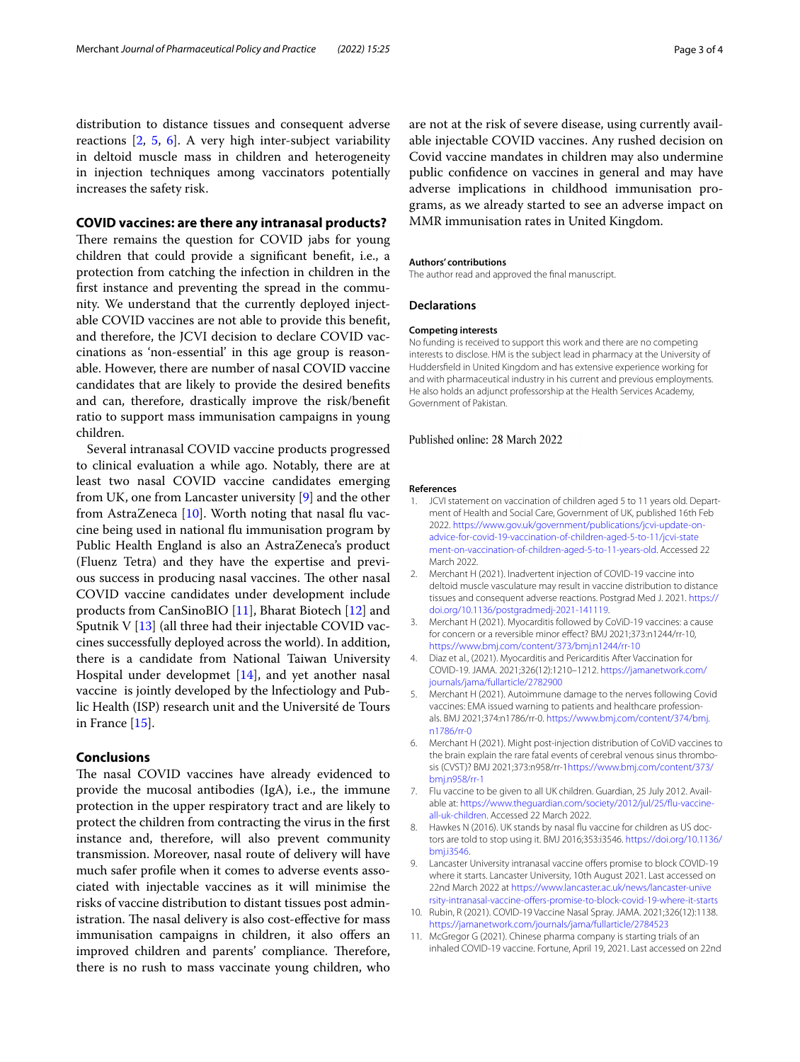distribution to distance tissues and consequent adverse reactions [2, 5, 6]. A very high inter-subject variability in deltoid muscle mass in children and heterogeneity in injection techniques among vaccinators potentially increases the safety risk.

## COVID vaccines: are there any intranasal products?

There remains the question for COVID jabs for young children that could provide a significant benefit, i.e., a protection from catching the infection in children in the first instance and preventing the spread in the community. We understand that the currently deployed injectable COVID vaccines are not able to provide this benefit, and therefore, the JCVI decision to declare COVID vaccinations as 'non-essential' in this age group is reasonable. However, there are number of nasal COVID vaccine candidates that are likely to provide the desired benefits and can, therefore, drastically improve the risk/benefit ratio to support mass immunisation campaigns in young children.

Several intranasal COVID vaccine products progressed to clinical evaluation a while ago. Notably, there are at least two nasal COVID vaccine candidates emerging from UK, one from Lancaster university [9] and the other from AstraZeneca [10]. Worth noting that nasal flu vaccine being used in national flu immunisation program by Public Health England is also an AstraZeneca's product (Fluenz Tetra) and they have the expertise and previous success in producing nasal vaccines. The other nasal COVID vaccine candidates under development include products from CanSinoBIO [11], Bharat Biotech [12] and Sputnik V [13] (all three had their injectable COVID vaccines successfully deployed across the world). In addition, there is a candidate from National Taiwan University Hospital under developmet [14], and yet another nasal vaccine is jointly developed by the lnfectiology and Public Health (ISP) research unit and the Université de Tours in France [15].

## Conclusions

The nasal COVID vaccines have already evidenced to provide the mucosal antibodies (IgA), i.e., the immune protection in the upper respiratory tract and are likely to protect the children from contracting the virus in the first instance and, therefore, will also prevent community transmission. Moreover, nasal route of delivery will have much safer profile when it comes to adverse events associated with injectable vaccines as it will minimise the risks of vaccine distribution to distant tissues post administration. The nasal delivery is also cost-effective for mass immunisation campaigns in children, it also offers an improved children and parents' compliance. Therefore, there is no rush to mass vaccinate young children, who are not at the risk of severe disease, using currently available injectable COVID vaccines. Any rushed decision on Covid vaccine mandates in children may also undermine public confidence on vaccines in general and may have adverse implications in childhood immunisation programs, as we already started to see an adverse impact on MMR immunisation rates in United Kingdom.

### Authors' contributions

The author read and approved the final manuscript.

## Declarations

### Competing interests

No funding is received to support this work and there are no competing interests to disclose. HM is the subject lead in pharmacy at the University of Huddersfield in United Kingdom and has extensive experience working for and with pharmaceutical industry in his current and previous employments. He also holds an adjunct professorship at the Health Services Academy, Government of Pakistan.

Published online: 28 March 2022

### References

1. JCVI statement on vaccination of children aged 5 to 11 years old. Department of Health and Social Care, Government of UK, published 16th Feb 2022. https://www.gov.uk/government/publications/jcvi-update-on-advice-for-covid-19-vaccination-of-children-aged-5-to-11/jcvi-statement-on-vaccination-of-children-aged-5-to-11-years-old. Accessed 22 March 2022.
2. Merchant H (2021). Inadvertent injection of COVID-19 vaccine into deltoid muscle vasculature may result in vaccine distribution to distance tissues and consequent adverse reactions. Postgrad Med J. 2021. https://doi.org/10.1136/postgradmedj-2021-141119.
3. Merchant H (2021). Myocarditis followed by CoViD-19 vaccines: a cause for concern or a reversible minor effect? BMJ 2021;373:n1244/rr-10, https://www.bmj.com/content/373/bmj.n1244/rr-10
4. Diaz et al., (2021). Myocarditis and Pericarditis After Vaccination for COVID-19. JAMA. 2021;326(12):1210–1212. https://jamanetwork.com/journals/jama/fullarticle/2782900
5. Merchant H (2021). Autoimmune damage to the nerves following Covid vaccines: EMA issued warning to patients and healthcare professionals. BMJ 2021;374:n1786/rr-0. https://www.bmj.com/content/374/bmj.n1786/rr-0
6. Merchant H (2021). Might post-injection distribution of CoViD vaccines to the brain explain the rare fatal events of cerebral venous sinus thrombosis (CVST)? BMJ 2021;373:n958/rr-1https://www.bmj.com/content/373/bmj.n958/rr-1
7. Flu vaccine to be given to all UK children. Guardian, 25 July 2012. Available at: https://www.theguardian.com/society/2012/jul/25/flu-vaccine-all-uk-children. Accessed 22 March 2022.
8. Hawkes N (2016). UK stands by nasal flu vaccine for children as US doctors are told to stop using it. BMJ 2016;353:i3546. https://doi.org/10.1136/bmj.i3546.
9. Lancaster University intranasal vaccine offers promise to block COVID-19 where it starts. Lancaster University, 10th August 2021. Last accessed on 22nd March 2022 at https://www.lancaster.ac.uk/news/lancaster-university-intranasal-vaccine-offers-promise-to-block-covid-19-where-it-starts
10. Rubin, R (2021). COVID-19 Vaccine Nasal Spray. JAMA. 2021;326(12):1138. https://jamanetwork.com/journals/jama/fullarticle/2784523
11. McGregor G (2021). Chinese pharma company is starting trials of an inhaled COVID-19 vaccine. Fortune, April 19, 2021. Last accessed on 22nd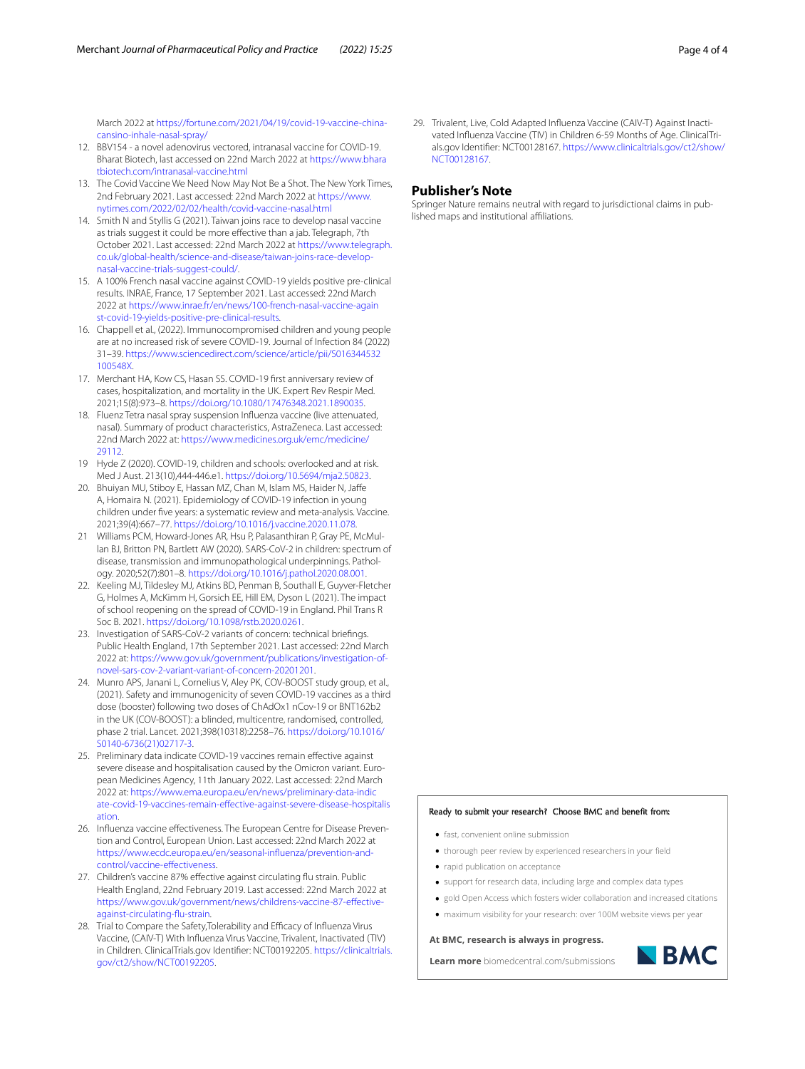March 2022 at https://fortune.com/2021/04/19/covid-19-vaccine-china-cansino-inhale-nasal-spray/

12. BBV154 - a novel adenovirus vectored, intranasal vaccine for COVID-19. Bharat Biotech, last accessed on 22nd March 2022 at https://www.bharatbiotech.com/intranasal-vaccine.html
13. The Covid Vaccine We Need Now May Not Be a Shot. The New York Times, 2nd February 2021. Last accessed: 22nd March 2022 at https://www.nytimes.com/2022/02/02/health/covid-vaccine-nasal.html
14. Smith N and Styllis G (2021). Taiwan joins race to develop nasal vaccine as trials suggest it could be more effective than a jab. Telegraph, 7th October 2021. Last accessed: 22nd March 2022 at https://www.telegraph.co.uk/global-health/science-and-disease/taiwan-joins-race-develop-nasal-vaccine-trials-suggest-could/.
15. A 100% French nasal vaccine against COVID-19 yields positive pre-clinical results. INRAE, France, 17 September 2021. Last accessed: 22nd March 2022 at https://www.inrae.fr/en/news/100-french-nasal-vaccine-against-covid-19-yields-positive-pre-clinical-results.
16. Chappell et al., (2022). Immunocompromised children and young people are at no increased risk of severe COVID-19. Journal of Infection 84 (2022) 31–39. https://www.sciencedirect.com/science/article/pii/S016344532100548X.
17. Merchant HA, Kow CS, Hasan SS. COVID-19 first anniversary review of cases, hospitalization, and mortality in the UK. Expert Rev Respir Med. 2021;15(8):973–8. https://doi.org/10.1080/17476348.2021.1890035.
18. Fluenz Tetra nasal spray suspension Influenza vaccine (live attenuated, nasal). Summary of product characteristics, AstraZeneca. Last accessed: 22nd March 2022 at: https://www.medicines.org.uk/emc/medicine/29112.
19 Hyde Z (2020). COVID-19, children and schools: overlooked and at risk. Med J Aust. 213(10),444-446.e1. https://doi.org/10.5694/mja2.50823.
20. Bhuiyan MU, Stiboy E, Hassan MZ, Chan M, Islam MS, Haider N, Jaffe A, Homaira N. (2021). Epidemiology of COVID-19 infection in young children under five years: a systematic review and meta-analysis. Vaccine. 2021;39(4):667–77. https://doi.org/10.1016/j.vaccine.2020.11.078.
21 Williams PCM, Howard-Jones AR, Hsu P, Palasanthiran P, Gray PE, McMullan BJ, Britton PN, Bartlett AW (2020). SARS-CoV-2 in children: spectrum of disease, transmission and immunopathological underpinnings. Pathology. 2020;52(7):801–8. https://doi.org/10.1016/j.pathol.2020.08.001.
22. Keeling MJ, Tildesley MJ, Atkins BD, Penman B, Southall E, Guyver-Fletcher G, Holmes A, McKimm H, Gorsich EE, Hill EM, Dyson L (2021). The impact of school reopening on the spread of COVID-19 in England. Phil Trans R Soc B. 2021. https://doi.org/10.1098/rstb.2020.0261.
23. Investigation of SARS-CoV-2 variants of concern: technical briefings. Public Health England, 17th September 2021. Last accessed: 22nd March 2022 at: https://www.gov.uk/government/publications/investigation-of-novel-sars-cov-2-variant-variant-of-concern-20201201.
24. Munro APS, Janani L, Cornelius V, Aley PK, COV-BOOST study group, et al., (2021). Safety and immunogenicity of seven COVID-19 vaccines as a third dose (booster) following two doses of ChAdOx1 nCov-19 or BNT162b2 in the UK (COV-BOOST): a blinded, multicentre, randomised, controlled, phase 2 trial. Lancet. 2021;398(10318):2258–76. https://doi.org/10.1016/S0140-6736(21)02717-3.
25. Preliminary data indicate COVID-19 vaccines remain effective against severe disease and hospitalisation caused by the Omicron variant. European Medicines Agency, 11th January 2022. Last accessed: 22nd March 2022 at: https://www.ema.europa.eu/en/news/preliminary-data-indicate-covid-19-vaccines-remain-effective-against-severe-disease-hospitalisation.
26. Influenza vaccine effectiveness. The European Centre for Disease Prevention and Control, European Union. Last accessed: 22nd March 2022 at https://www.ecdc.europa.eu/en/seasonal-influenza/prevention-and-control/vaccine-effectiveness.
27. Children's vaccine 87% effective against circulating flu strain. Public Health England, 22nd February 2019. Last accessed: 22nd March 2022 at https://www.gov.uk/government/news/childrens-vaccine-87-effective-against-circulating-flu-strain.
28. Trial to Compare the Safety,Tolerability and Efficacy of Influenza Virus Vaccine, (CAIV-T) With Influenza Virus Vaccine, Trivalent, Inactivated (TIV) in Children. ClinicalTrials.gov Identifier: NCT00192205. https://clinicaltrials.gov/ct2/show/NCT00192205.
29. Trivalent, Live, Cold Adapted Influenza Vaccine (CAIV-T) Against Inactivated Influenza Vaccine (TIV) in Children 6-59 Months of Age. ClinicalTrials.gov Identifier: NCT00128167. https://www.clinicaltrials.gov/ct2/show/NCT00128167.

## Publisher's Note

Springer Nature remains neutral with regard to jurisdictional claims in published maps and institutional affiliations.

Ready to submit your research? Choose BMC and benefit from:

- fast, convenient online submission
- thorough peer review by experienced researchers in your field
- rapid publication on acceptance
- support for research data, including large and complex data types
- gold Open Access which fosters wider collaboration and increased citations
- maximum visibility for your research: over 100M website views per year

**At BMC, research is always in progress.**

**Learn more** biomedcentral.com/submissions